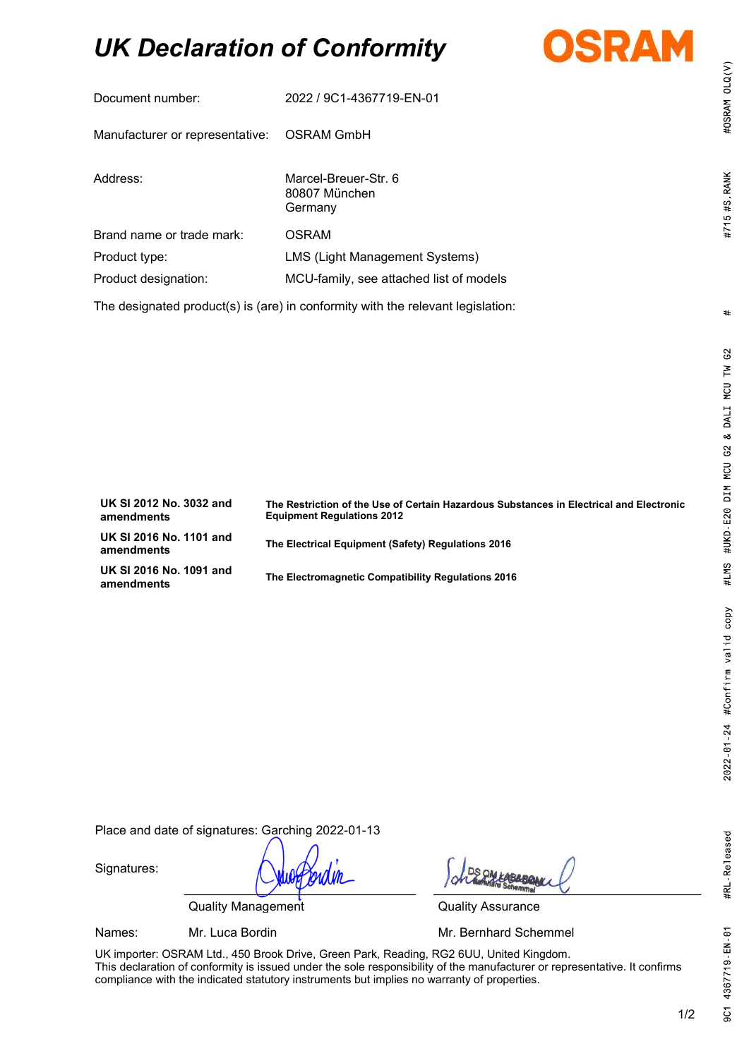# *UK Declaration of Conformity*

**OSRAM**

| | |
|---|---|
| Document number: | 2022 / 9C1-4367719-EN-01 |
| Manufacturer or representative: | OSRAM GmbH |
| Address: | Marcel-Breuer-Str. 6<br>80807 München<br>Germany |
| Brand name or trade mark: | OSRAM |
| Product type: | LMS (Light Management Systems) |
| Product designation: | MCU-family, see attached list of models |

The designated product(s) is (are) in conformity with the relevant legislation:

| | |
|---|---|
| **UK SI 2012 No. 3032 and amendments** | **The Restriction of the Use of Certain Hazardous Substances in Electrical and Electronic Equipment Regulations 2012** |
| **UK SI 2016 No. 1101 and amendments** | **The Electrical Equipment (Safety) Regulations 2016** |
| **UK SI 2016 No. 1091 and amendments** | **The Electromagnetic Compatibility Regulations 2016** |

Place and date of signatures: Garching 2022-01-13

Signatures:

| | Quality Management | Quality Assurance |
|---|---|---|
| Names: | Mr. Luca Bordin | Mr. Bernhard Schemmel |

UK importer: OSRAM Ltd., 450 Brook Drive, Green Park, Reading, RG2 6UU, United Kingdom.
This declaration of conformity is issued under the sole responsibility of the manufacturer or representative. It confirms compliance with the indicated statutory instruments but implies no warranty of properties.

9C1 4367719-EN-01 #RL-Released 2022-01-24 #Confirm valid copy #LMS #UKD-E20 DIM MCU G2 & DALI MCU TW G2 # #715 #S.RANK #OSRAM OLQ(V)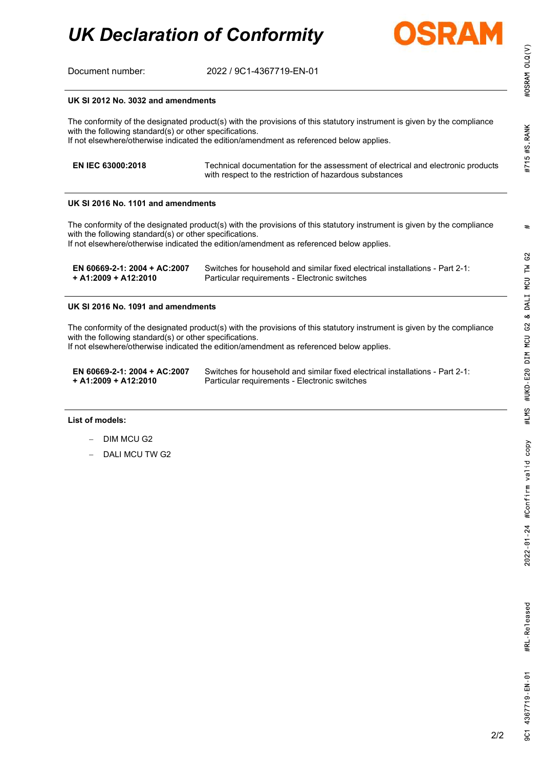# *UK Declaration of Conformity*

Document number: 2022 / 9C1-4367719-EN-01

**UK SI 2012 No. 3032 and amendments**

The conformity of the designated product(s) with the provisions of this statutory instrument is given by the compliance with the following standard(s) or other specifications.
If not elsewhere/otherwise indicated the edition/amendment as referenced below applies.

| | |
|---|---|
| **EN IEC 63000:2018** | Technical documentation for the assessment of electrical and electronic products with respect to the restriction of hazardous substances |

**UK SI 2016 No. 1101 and amendments**

The conformity of the designated product(s) with the provisions of this statutory instrument is given by the compliance with the following standard(s) or other specifications.
If not elsewhere/otherwise indicated the edition/amendment as referenced below applies.

| | |
|---|---|
| **EN 60669-2-1: 2004 + AC:2007 + A1:2009 + A12:2010** | Switches for household and similar fixed electrical installations - Part 2-1: Particular requirements - Electronic switches |

**UK SI 2016 No. 1091 and amendments**

The conformity of the designated product(s) with the provisions of this statutory instrument is given by the compliance with the following standard(s) or other specifications.
If not elsewhere/otherwise indicated the edition/amendment as referenced below applies.

| | |
|---|---|
| **EN 60669-2-1: 2004 + AC:2007 + A1:2009 + A12:2010** | Switches for household and similar fixed electrical installations - Part 2-1: Particular requirements - Electronic switches |

**List of models:**

- DIM MCU G2
- DALI MCU TW G2

9C1 4367719-EN-01 #RL-Released 2022-01-24 #Confirm valid copy #LMS #UKD-E20 DIM MCU G2 & DALI MCU TW G2 # #715 #S.RANK #OSRAM OLQ(V)